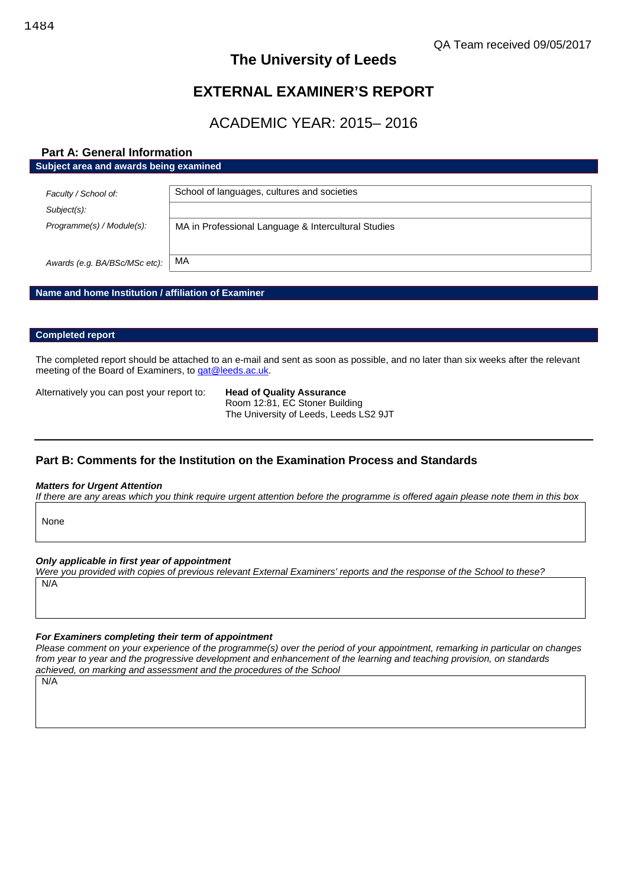1484

QA Team received 09/05/2017

# The University of Leeds

# EXTERNAL EXAMINER'S REPORT

## ACADEMIC YEAR: 2015– 2016

## Part A: General Information

**Subject area and awards being examined**

| | |
|---|---|
| *Faculty / School of:* | School of languages, cultures and societies |
| *Subject(s):* | |
| *Programme(s) / Module(s):* | MA in Professional Language & Intercultural Studies |
| *Awards (e.g. BA/BSc/MSc etc):* | MA |

**Name and home Institution / affiliation of Examiner**

**Completed report**

The completed report should be attached to an e-mail and sent as soon as possible, and no later than six weeks after the relevant meeting of the Board of Examiners, to qat@leeds.ac.uk.

Alternatively you can post your report to:

**Head of Quality Assurance**
Room 12:81, EC Stoner Building
The University of Leeds, Leeds LS2 9JT

## Part B: Comments for the Institution on the Examination Process and Standards

***Matters for Urgent Attention***

*If there are any areas which you think require urgent attention before the programme is offered again please note them in this box*

None

***Only applicable in first year of appointment***

*Were you provided with copies of previous relevant External Examiners' reports and the response of the School to these?*

N/A

***For Examiners completing their term of appointment***

*Please comment on your experience of the programme(s) over the period of your appointment, remarking in particular on changes from year to year and the progressive development and enhancement of the learning and teaching provision, on standards achieved, on marking and assessment and the procedures of the School*

N/A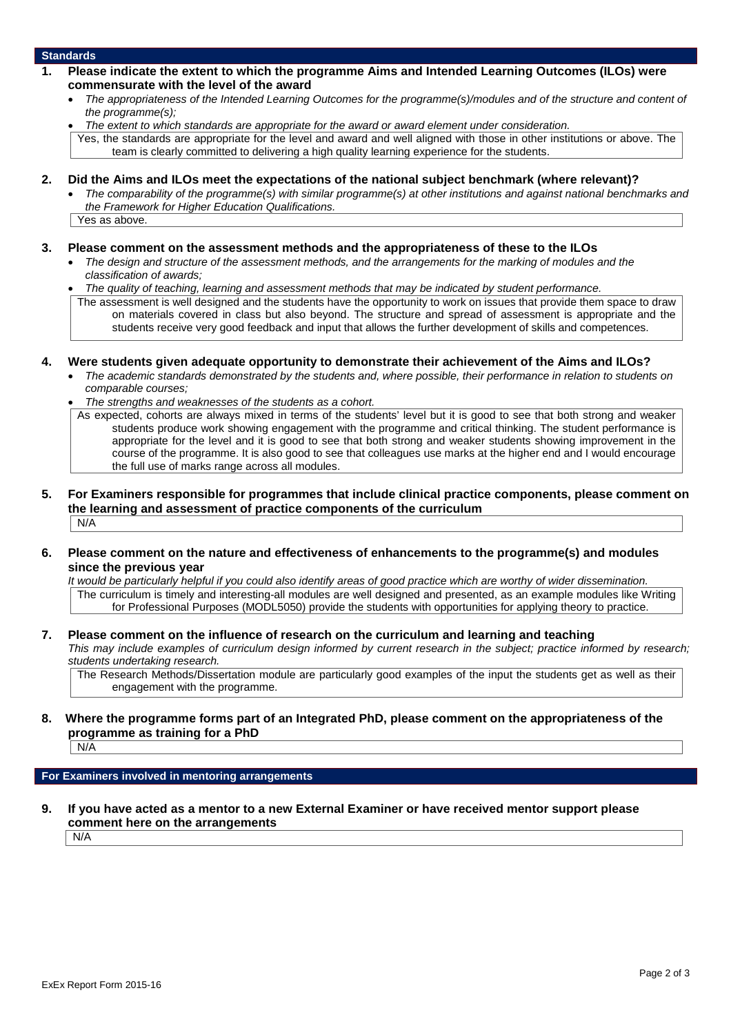## Standards

**1. Please indicate the extent to which the programme Aims and Intended Learning Outcomes (ILOs) were commensurate with the level of the award**

- *The appropriateness of the Intended Learning Outcomes for the programme(s)/modules and of the structure and content of the programme(s);*
- *The extent to which standards are appropriate for the award or award element under consideration.*

Yes, the standards are appropriate for the level and award and well aligned with those in other institutions or above. The team is clearly committed to delivering a high quality learning experience for the students.

**2. Did the Aims and ILOs meet the expectations of the national subject benchmark (where relevant)?**

- *The comparability of the programme(s) with similar programme(s) at other institutions and against national benchmarks and the Framework for Higher Education Qualifications.*

Yes as above.

**3. Please comment on the assessment methods and the appropriateness of these to the ILOs**

- *The design and structure of the assessment methods, and the arrangements for the marking of modules and the classification of awards;*
- *The quality of teaching, learning and assessment methods that may be indicated by student performance.*

The assessment is well designed and the students have the opportunity to work on issues that provide them space to draw on materials covered in class but also beyond. The structure and spread of assessment is appropriate and the students receive very good feedback and input that allows the further development of skills and competences.

**4. Were students given adequate opportunity to demonstrate their achievement of the Aims and ILOs?**

- *The academic standards demonstrated by the students and, where possible, their performance in relation to students on comparable courses;*
- *The strengths and weaknesses of the students as a cohort.*

As expected, cohorts are always mixed in terms of the students' level but it is good to see that both strong and weaker students produce work showing engagement with the programme and critical thinking. The student performance is appropriate for the level and it is good to see that both strong and weaker students showing improvement in the course of the programme. It is also good to see that colleagues use marks at the higher end and I would encourage the full use of marks range across all modules.

**5. For Examiners responsible for programmes that include clinical practice components, please comment on the learning and assessment of practice components of the curriculum**

N/A

**6. Please comment on the nature and effectiveness of enhancements to the programme(s) and modules since the previous year**

*It would be particularly helpful if you could also identify areas of good practice which are worthy of wider dissemination.*

The curriculum is timely and interesting-all modules are well designed and presented, as an example modules like Writing for Professional Purposes (MODL5050) provide the students with opportunities for applying theory to practice.

**7. Please comment on the influence of research on the curriculum and learning and teaching**

*This may include examples of curriculum design informed by current research in the subject; practice informed by research; students undertaking research.*

The Research Methods/Dissertation module are particularly good examples of the input the students get as well as their engagement with the programme.

**8. Where the programme forms part of an Integrated PhD, please comment on the appropriateness of the programme as training for a PhD**

N/A

## For Examiners involved in mentoring arrangements

**9. If you have acted as a mentor to a new External Examiner or have received mentor support please comment here on the arrangements**

N/A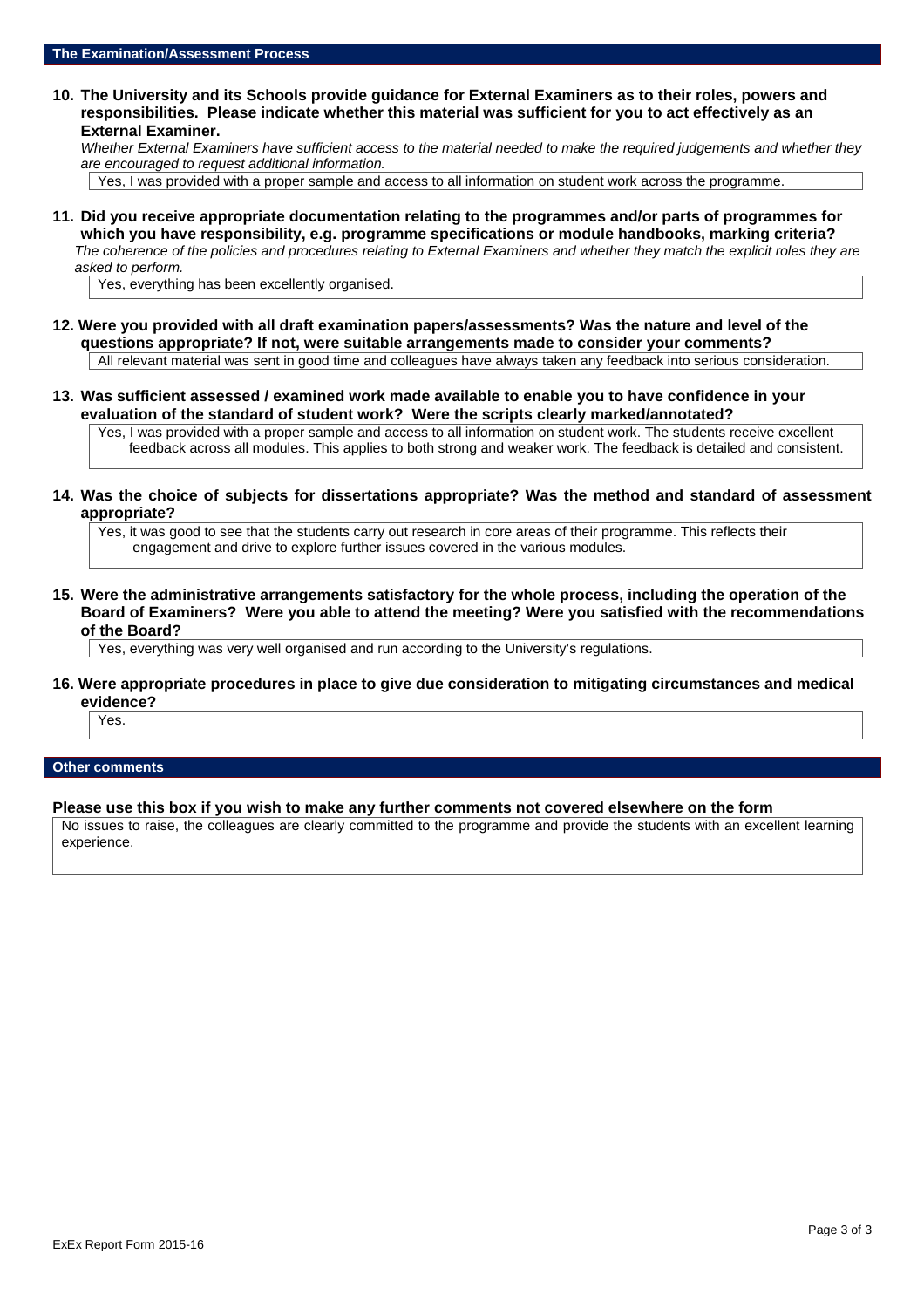## The Examination/Assessment Process

**10. The University and its Schools provide guidance for External Examiners as to their roles, powers and responsibilities. Please indicate whether this material was sufficient for you to act effectively as an External Examiner.**

*Whether External Examiners have sufficient access to the material needed to make the required judgements and whether they are encouraged to request additional information.*

Yes, I was provided with a proper sample and access to all information on student work across the programme.

**11. Did you receive appropriate documentation relating to the programmes and/or parts of programmes for which you have responsibility, e.g. programme specifications or module handbooks, marking criteria?**

*The coherence of the policies and procedures relating to External Examiners and whether they match the explicit roles they are asked to perform.*

Yes, everything has been excellently organised.

**12. Were you provided with all draft examination papers/assessments? Was the nature and level of the questions appropriate? If not, were suitable arrangements made to consider your comments?**

All relevant material was sent in good time and colleagues have always taken any feedback into serious consideration.

**13. Was sufficient assessed / examined work made available to enable you to have confidence in your evaluation of the standard of student work? Were the scripts clearly marked/annotated?**

Yes, I was provided with a proper sample and access to all information on student work. The students receive excellent feedback across all modules. This applies to both strong and weaker work. The feedback is detailed and consistent.

**14. Was the choice of subjects for dissertations appropriate? Was the method and standard of assessment appropriate?**

Yes, it was good to see that the students carry out research in core areas of their programme. This reflects their engagement and drive to explore further issues covered in the various modules.

**15. Were the administrative arrangements satisfactory for the whole process, including the operation of the Board of Examiners? Were you able to attend the meeting? Were you satisfied with the recommendations of the Board?**

Yes, everything was very well organised and run according to the University's regulations.

**16. Were appropriate procedures in place to give due consideration to mitigating circumstances and medical evidence?**

Yes.

## Other comments

**Please use this box if you wish to make any further comments not covered elsewhere on the form**

No issues to raise, the colleagues are clearly committed to the programme and provide the students with an excellent learning experience.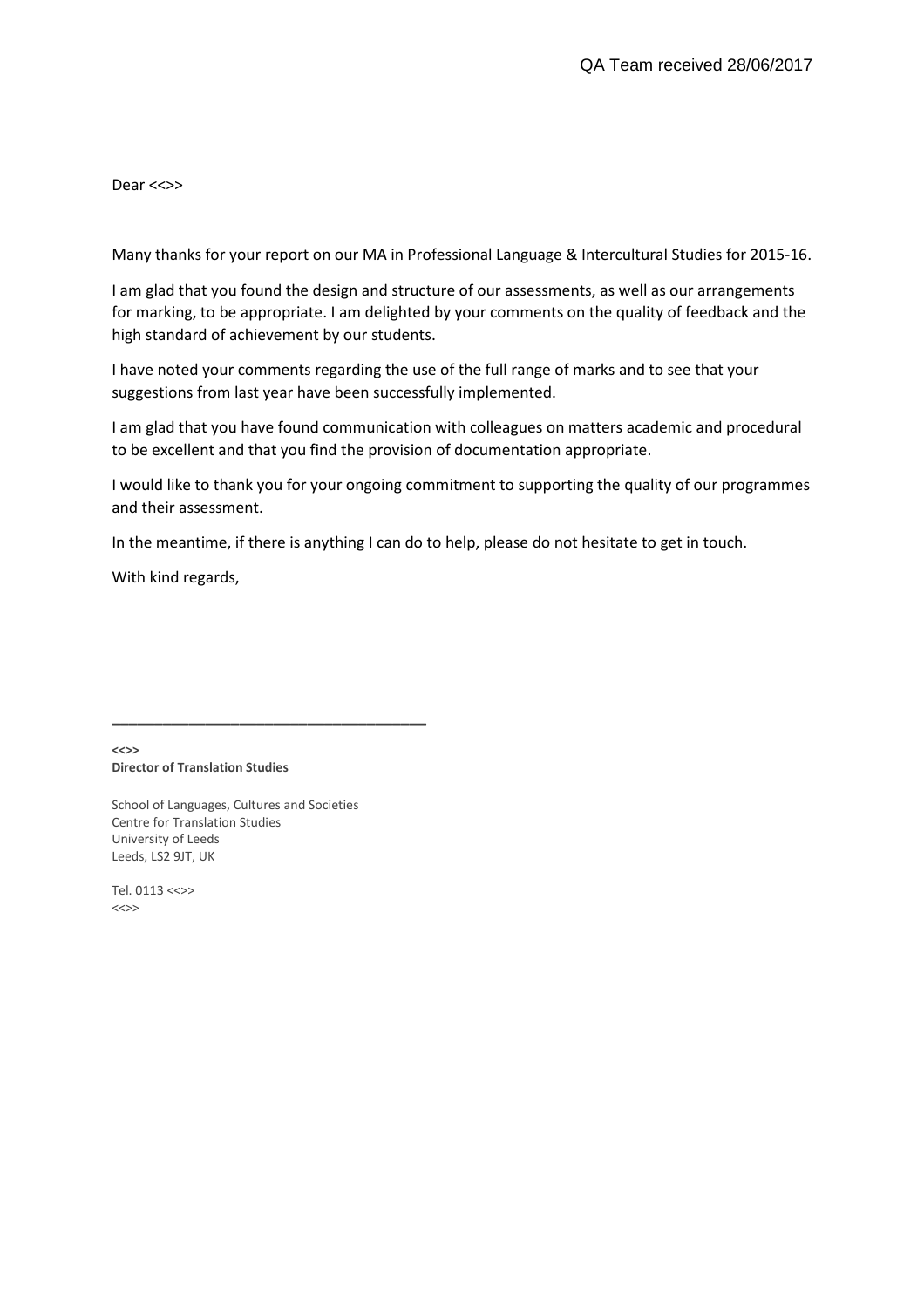QA Team received 28/06/2017

Dear <<>>

Many thanks for your report on our MA in Professional Language & Intercultural Studies for 2015-16.

I am glad that you found the design and structure of our assessments, as well as our arrangements for marking, to be appropriate. I am delighted by your comments on the quality of feedback and the high standard of achievement by our students.

I have noted your comments regarding the use of the full range of marks and to see that your suggestions from last year have been successfully implemented.

I am glad that you have found communication with colleagues on matters academic and procedural to be excellent and that you find the provision of documentation appropriate.

I would like to thank you for your ongoing commitment to supporting the quality of our programmes and their assessment.

In the meantime, if there is anything I can do to help, please do not hesitate to get in touch.

With kind regards,

______________________________________

**<<>>**
**Director of Translation Studies**

School of Languages, Cultures and Societies
Centre for Translation Studies
University of Leeds
Leeds, LS2 9JT, UK

Tel. 0113 <<>>
<<>>